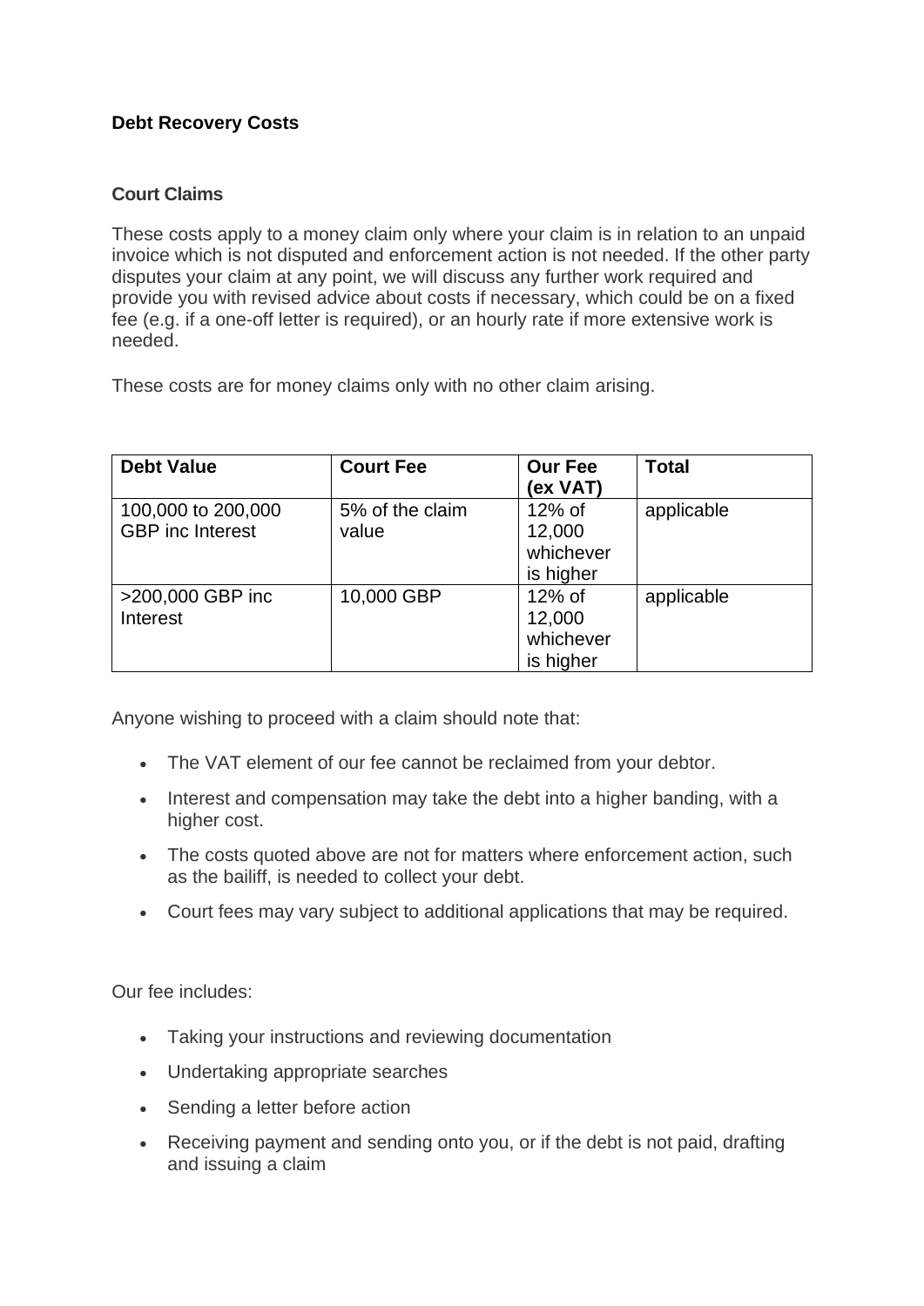**Debt Recovery Costs**

**Court Claims**

These costs apply to a money claim only where your claim is in relation to an unpaid invoice which is not disputed and enforcement action is not needed. If the other party disputes your claim at any point, we will discuss any further work required and provide you with revised advice about costs if necessary, which could be on a fixed fee (e.g. if a one-off letter is required), or an hourly rate if more extensive work is needed.

These costs are for money claims only with no other claim arising.

| Debt Value | Court Fee | Our Fee (ex VAT) | Total |
|---|---|---|---|
| 100,000 to 200,000 GBP inc Interest | 5% of the claim value | 12% of 12,000 whichever is higher | applicable |
| >200,000 GBP inc Interest | 10,000 GBP | 12% of 12,000 whichever is higher | applicable |

Anyone wishing to proceed with a claim should note that:

- The VAT element of our fee cannot be reclaimed from your debtor.
- Interest and compensation may take the debt into a higher banding, with a higher cost.
- The costs quoted above are not for matters where enforcement action, such as the bailiff, is needed to collect your debt.
- Court fees may vary subject to additional applications that may be required.

Our fee includes:

- Taking your instructions and reviewing documentation
- Undertaking appropriate searches
- Sending a letter before action
- Receiving payment and sending onto you, or if the debt is not paid, drafting and issuing a claim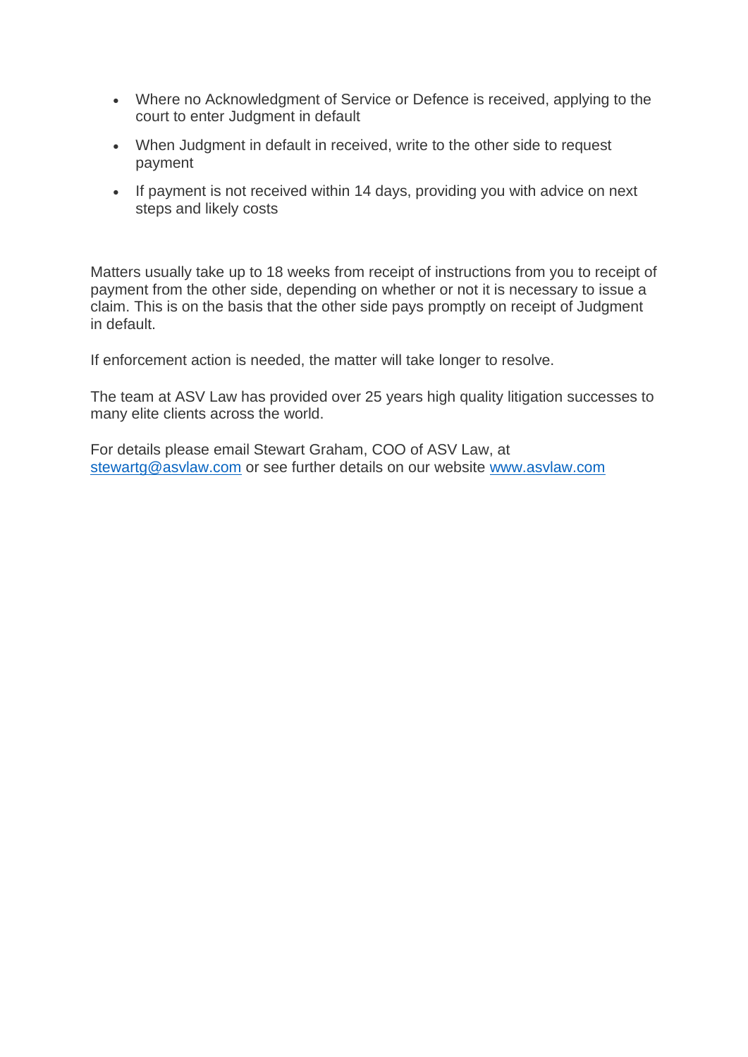- Where no Acknowledgment of Service or Defence is received, applying to the court to enter Judgment in default
- When Judgment in default in received, write to the other side to request payment
- If payment is not received within 14 days, providing you with advice on next steps and likely costs

Matters usually take up to 18 weeks from receipt of instructions from you to receipt of payment from the other side, depending on whether or not it is necessary to issue a claim. This is on the basis that the other side pays promptly on receipt of Judgment in default.

If enforcement action is needed, the matter will take longer to resolve.

The team at ASV Law has provided over 25 years high quality litigation successes to many elite clients across the world.

For details please email Stewart Graham, COO of ASV Law, at [stewartg@asvlaw.com](mailto:stewartg@asvlaw.com) or see further details on our website [www.asvlaw.com](http://www.asvlaw.com)